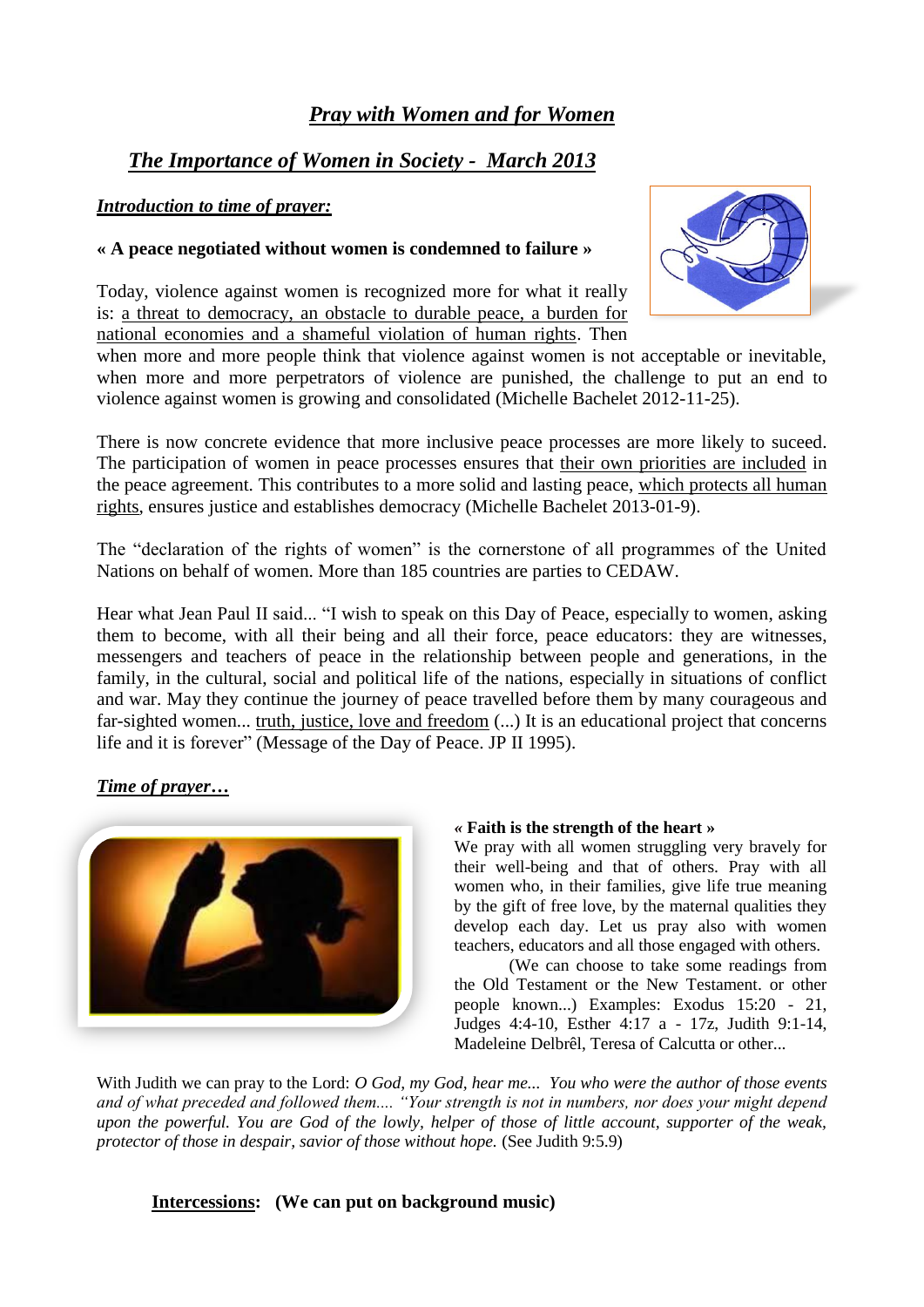# *Pray with Women and for Women*

## *The Importance of Women in Society - March 2013*

***Introduction to time of prayer:***

**« A peace negotiated without women is condemned to failure »**

Today, violence against women is recognized more for what it really is: a threat to democracy, an obstacle to durable peace, a burden for national economies and a shameful violation of human rights. Then when more and more people think that violence against women is not acceptable or inevitable, when more and more perpetrators of violence are punished, the challenge to put an end to violence against women is growing and consolidated (Michelle Bachelet 2012-11-25).

There is now concrete evidence that more inclusive peace processes are more likely to suceed. The participation of women in peace processes ensures that their own priorities are included in the peace agreement. This contributes to a more solid and lasting peace, which protects all human rights, ensures justice and establishes democracy (Michelle Bachelet 2013-01-9).

The "declaration of the rights of women" is the cornerstone of all programmes of the United Nations on behalf of women. More than 185 countries are parties to CEDAW.

Hear what Jean Paul II said... "I wish to speak on this Day of Peace, especially to women, asking them to become, with all their being and all their force, peace educators: they are witnesses, messengers and teachers of peace in the relationship between people and generations, in the family, in the cultural, social and political life of the nations, especially in situations of conflict and war. May they continue the journey of peace travelled before them by many courageous and far-sighted women... truth, justice, love and freedom (...) It is an educational project that concerns life and it is forever" (Message of the Day of Peace. JP II 1995).

***Time of prayer…***

**« Faith is the strength of the heart »**

We pray with all women struggling very bravely for their well-being and that of others. Pray with all women who, in their families, give life true meaning by the gift of free love, by the maternal qualities they develop each day. Let us pray also with women teachers, educators and all those engaged with others.

(We can choose to take some readings from the Old Testament or the New Testament. or other people known...) Examples: Exodus 15:20 - 21, Judges 4:4-10, Esther 4:17 a - 17z, Judith 9:1-14, Madeleine Delbrêl, Teresa of Calcutta or other...

With Judith we can pray to the Lord: *O God, my God, hear me... You who were the author of those events and of what preceded and followed them.... "Your strength is not in numbers, nor does your might depend upon the powerful. You are God of the lowly, helper of those of little account, supporter of the weak, protector of those in despair, savior of those without hope.* (See Judith 9:5.9)

**Intercessions: (We can put on background music)**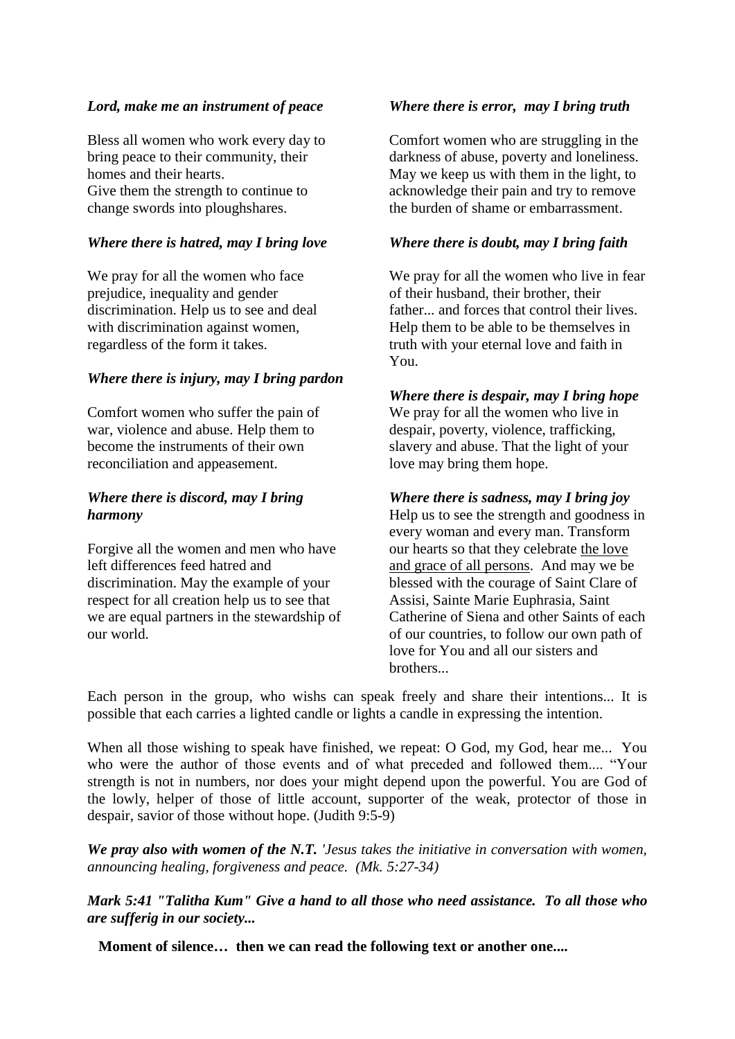*Lord, make me an instrument of peace*

Bless all women who work every day to bring peace to their community, their homes and their hearts.
Give them the strength to continue to change swords into ploughshares.

*Where there is hatred, may I bring love*

We pray for all the women who face prejudice, inequality and gender discrimination. Help us to see and deal with discrimination against women, regardless of the form it takes.

*Where there is injury, may I bring pardon*

Comfort women who suffer the pain of war, violence and abuse. Help them to become the instruments of their own reconciliation and appeasement.

*Where there is discord, may I bring harmony*

Forgive all the women and men who have left differences feed hatred and discrimination. May the example of your respect for all creation help us to see that we are equal partners in the stewardship of our world.

*Where there is error, may I bring truth*

Comfort women who are struggling in the darkness of abuse, poverty and loneliness. May we keep us with them in the light, to acknowledge their pain and try to remove the burden of shame or embarrassment.

*Where there is doubt, may I bring faith*

We pray for all the women who live in fear of their husband, their brother, their father... and forces that control their lives. Help them to be able to be themselves in truth with your eternal love and faith in You.

*Where there is despair, may I bring hope*
We pray for all the women who live in despair, poverty, violence, trafficking, slavery and abuse. That the light of your love may bring them hope.

*Where there is sadness, may I bring joy*
Help us to see the strength and goodness in every woman and every man. Transform our hearts so that they celebrate the love and grace of all persons. And may we be blessed with the courage of Saint Clare of Assisi, Sainte Marie Euphrasia, Saint Catherine of Siena and other Saints of each of our countries, to follow our own path of love for You and all our sisters and brothers...

Each person in the group, who wishs can speak freely and share their intentions... It is possible that each carries a lighted candle or lights a candle in expressing the intention.

When all those wishing to speak have finished, we repeat: O God, my God, hear me... You who were the author of those events and of what preceded and followed them.... "Your strength is not in numbers, nor does your might depend upon the powerful. You are God of the lowly, helper of those of little account, supporter of the weak, protector of those in despair, savior of those without hope. (Judith 9:5-9)

***We pray also with women of the N.T.*** *'Jesus takes the initiative in conversation with women, announcing healing, forgiveness and peace. (Mk. 5:27-34)*

***Mark 5:41 "Talitha Kum" Give a hand to all those who need assistance. To all those who are sufferig in our society...***

**Moment of silence… then we can read the following text or another one....**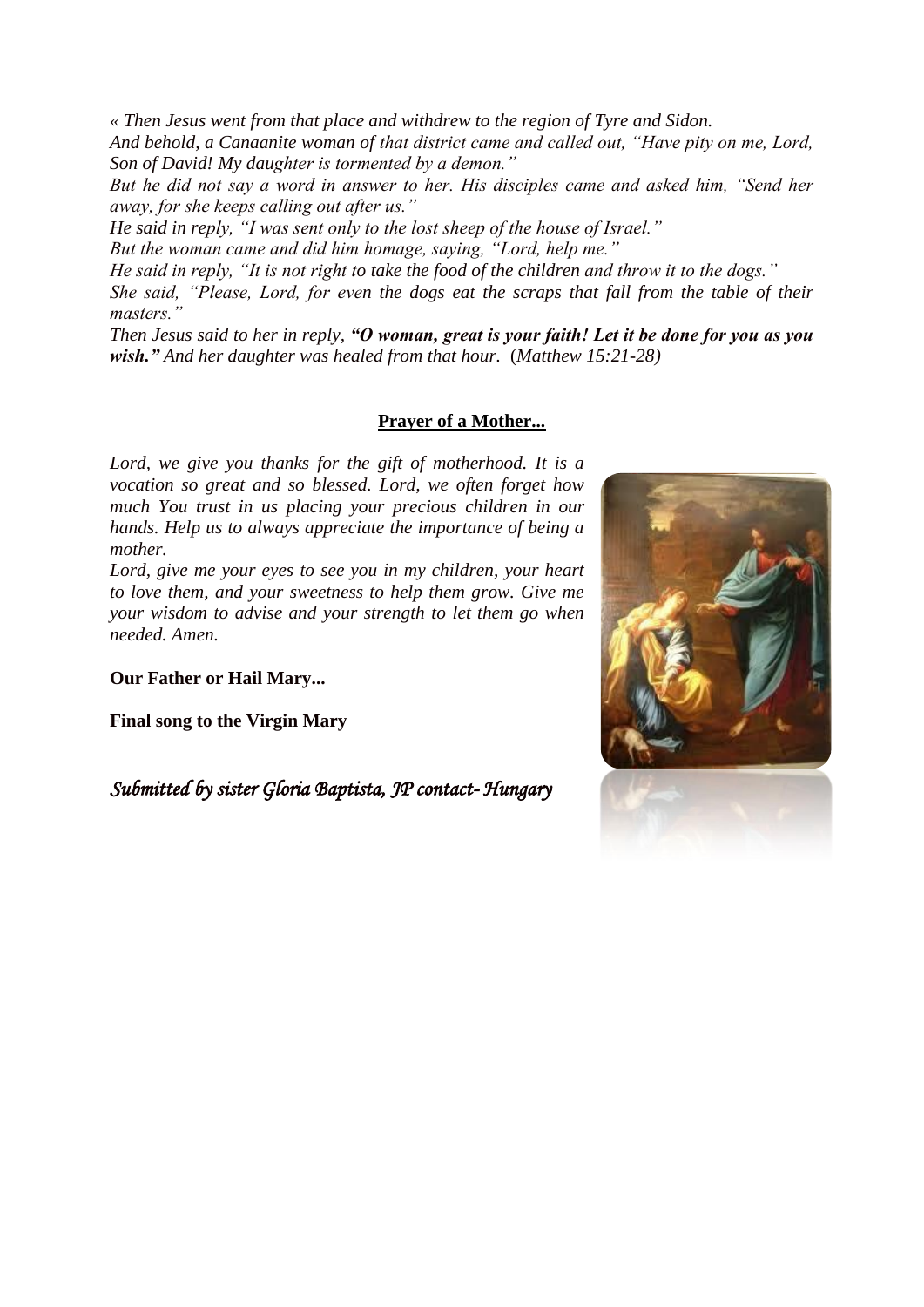*« Then Jesus went from that place and withdrew to the region of Tyre and Sidon.*
*And behold, a Canaanite woman of that district came and called out, "Have pity on me, Lord, Son of David! My daughter is tormented by a demon."*
*But he did not say a word in answer to her. His disciples came and asked him, "Send her away, for she keeps calling out after us."*
*He said in reply, "I was sent only to the lost sheep of the house of Israel."*
*But the woman came and did him homage, saying, "Lord, help me."*
*He said in reply, "It is not right to take the food of the children and throw it to the dogs."*
*She said, "Please, Lord, for even the dogs eat the scraps that fall from the table of their masters."*
*Then Jesus said to her in reply, **"O woman, great is your faith! Let it be done for you as you wish."** And her daughter was healed from that hour.* (*Matthew 15:21-28)*

**Prayer of a Mother...**

*Lord, we give you thanks for the gift of motherhood. It is a vocation so great and so blessed. Lord, we often forget how much You trust in us placing your precious children in our hands. Help us to always appreciate the importance of being a mother.*

*Lord, give me your eyes to see you in my children, your heart to love them, and your sweetness to help them grow. Give me your wisdom to advise and your strength to let them go when needed. Amen.*

**Our Father or Hail Mary...**

**Final song to the Virgin Mary**

*Submitted by sister Gloria Baptista, JP contact- Hungary*